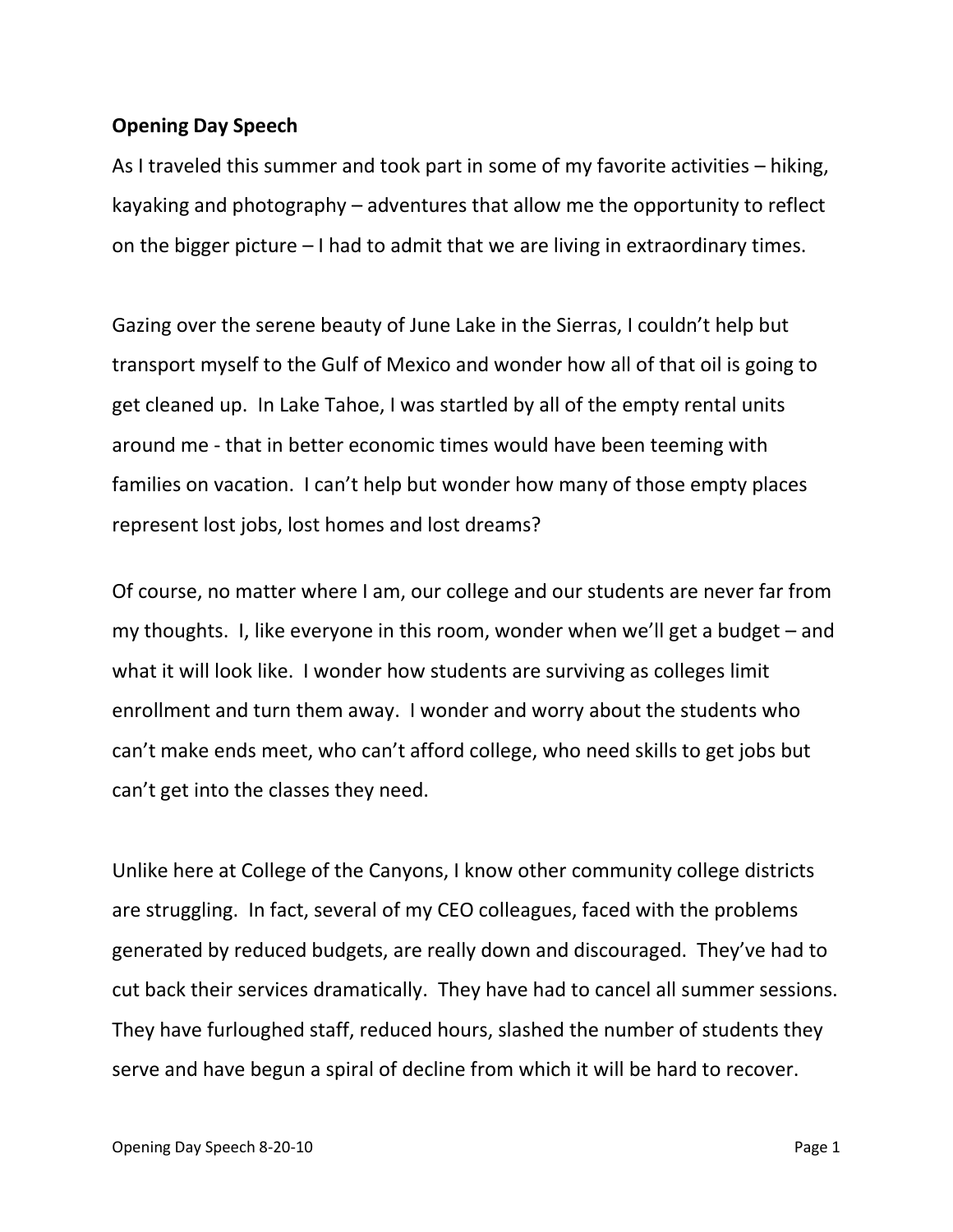**Opening Day Speech**

As I traveled this summer and took part in some of my favorite activities – hiking, kayaking and photography – adventures that allow me the opportunity to reflect on the bigger picture – I had to admit that we are living in extraordinary times.

Gazing over the serene beauty of June Lake in the Sierras, I couldn't help but transport myself to the Gulf of Mexico and wonder how all of that oil is going to get cleaned up. In Lake Tahoe, I was startled by all of the empty rental units around me - that in better economic times would have been teeming with families on vacation. I can't help but wonder how many of those empty places represent lost jobs, lost homes and lost dreams?

Of course, no matter where I am, our college and our students are never far from my thoughts. I, like everyone in this room, wonder when we'll get a budget – and what it will look like. I wonder how students are surviving as colleges limit enrollment and turn them away. I wonder and worry about the students who can't make ends meet, who can't afford college, who need skills to get jobs but can't get into the classes they need.

Unlike here at College of the Canyons, I know other community college districts are struggling. In fact, several of my CEO colleagues, faced with the problems generated by reduced budgets, are really down and discouraged. They've had to cut back their services dramatically. They have had to cancel all summer sessions. They have furloughed staff, reduced hours, slashed the number of students they serve and have begun a spiral of decline from which it will be hard to recover.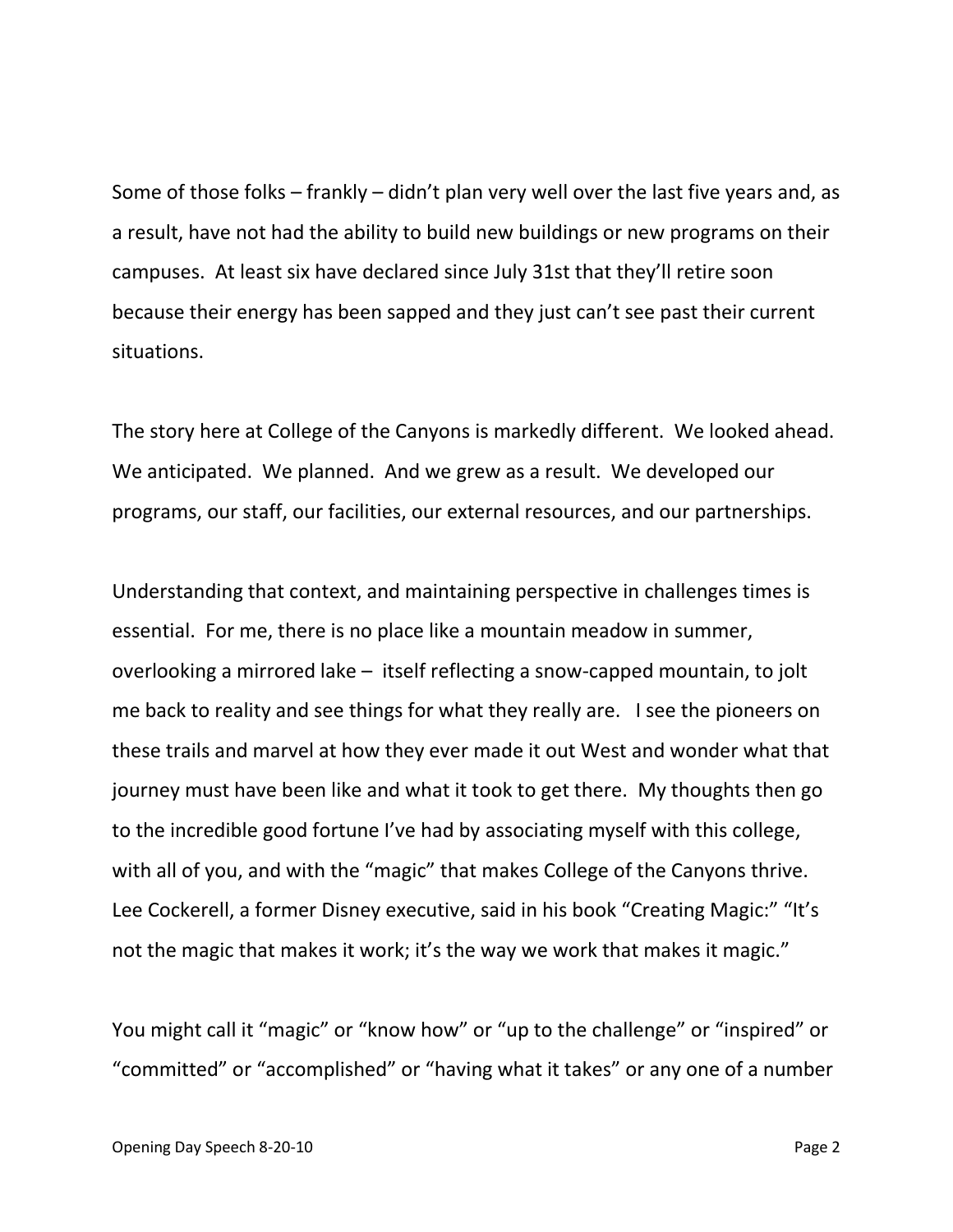Some of those folks – frankly – didn't plan very well over the last five years and, as a result, have not had the ability to build new buildings or new programs on their campuses. At least six have declared since July 31st that they'll retire soon because their energy has been sapped and they just can't see past their current situations.

The story here at College of the Canyons is markedly different. We looked ahead. We anticipated. We planned. And we grew as a result. We developed our programs, our staff, our facilities, our external resources, and our partnerships.

Understanding that context, and maintaining perspective in challenges times is essential. For me, there is no place like a mountain meadow in summer, overlooking a mirrored lake – itself reflecting a snow-capped mountain, to jolt me back to reality and see things for what they really are. I see the pioneers on these trails and marvel at how they ever made it out West and wonder what that journey must have been like and what it took to get there. My thoughts then go to the incredible good fortune I've had by associating myself with this college, with all of you, and with the "magic" that makes College of the Canyons thrive. Lee Cockerell, a former Disney executive, said in his book "Creating Magic:" "It's not the magic that makes it work; it's the way we work that makes it magic."

You might call it "magic" or "know how" or "up to the challenge" or "inspired" or "committed" or "accomplished" or "having what it takes" or any one of a number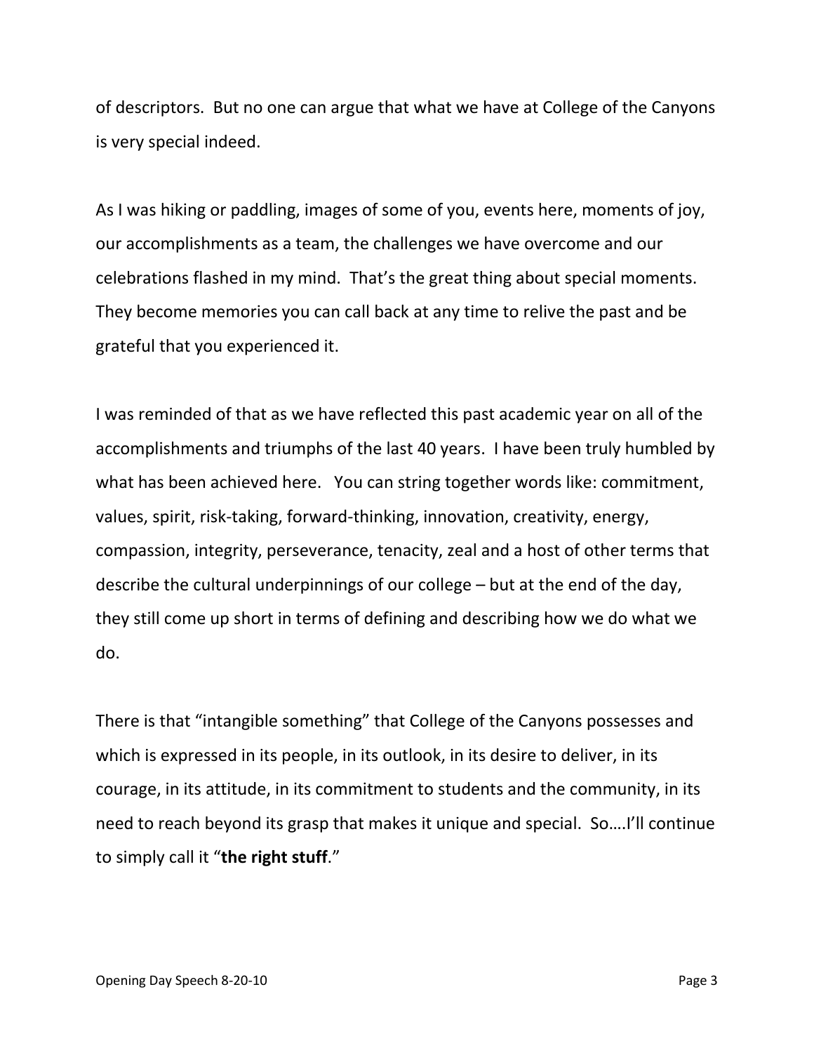of descriptors. But no one can argue that what we have at College of the Canyons is very special indeed.

As I was hiking or paddling, images of some of you, events here, moments of joy, our accomplishments as a team, the challenges we have overcome and our celebrations flashed in my mind. That's the great thing about special moments. They become memories you can call back at any time to relive the past and be grateful that you experienced it.

I was reminded of that as we have reflected this past academic year on all of the accomplishments and triumphs of the last 40 years. I have been truly humbled by what has been achieved here. You can string together words like: commitment, values, spirit, risk-taking, forward-thinking, innovation, creativity, energy, compassion, integrity, perseverance, tenacity, zeal and a host of other terms that describe the cultural underpinnings of our college – but at the end of the day, they still come up short in terms of defining and describing how we do what we do.

There is that "intangible something" that College of the Canyons possesses and which is expressed in its people, in its outlook, in its desire to deliver, in its courage, in its attitude, in its commitment to students and the community, in its need to reach beyond its grasp that makes it unique and special. So….I'll continue to simply call it "**the right stuff**."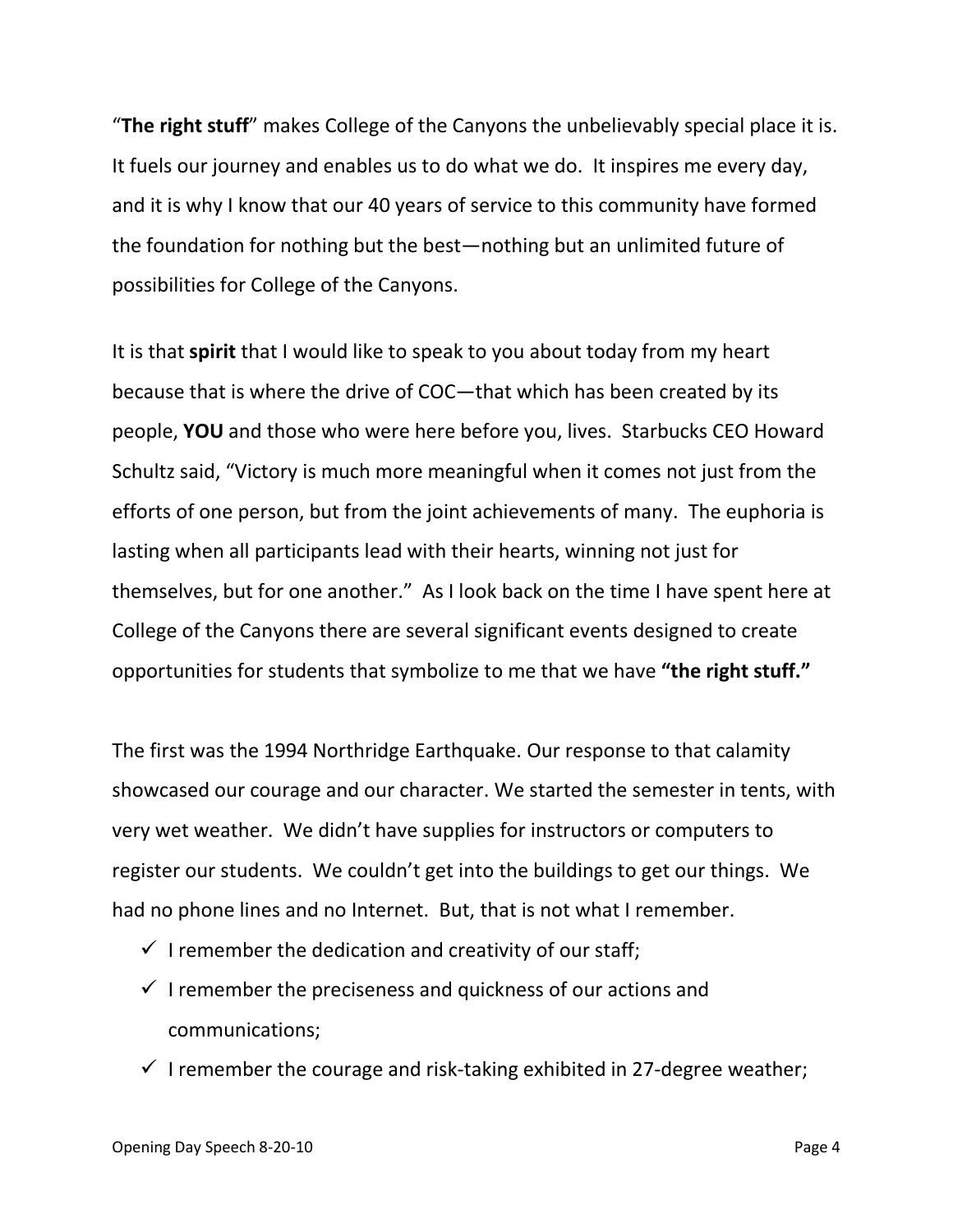"**The right stuff**" makes College of the Canyons the unbelievably special place it is. It fuels our journey and enables us to do what we do. It inspires me every day, and it is why I know that our 40 years of service to this community have formed the foundation for nothing but the best—nothing but an unlimited future of possibilities for College of the Canyons.

It is that **spirit** that I would like to speak to you about today from my heart because that is where the drive of COC—that which has been created by its people, **YOU** and those who were here before you, lives. Starbucks CEO Howard Schultz said, "Victory is much more meaningful when it comes not just from the efforts of one person, but from the joint achievements of many. The euphoria is lasting when all participants lead with their hearts, winning not just for themselves, but for one another." As I look back on the time I have spent here at College of the Canyons there are several significant events designed to create opportunities for students that symbolize to me that we have **"the right stuff."**

The first was the 1994 Northridge Earthquake. Our response to that calamity showcased our courage and our character. We started the semester in tents, with very wet weather. We didn't have supplies for instructors or computers to register our students. We couldn't get into the buildings to get our things. We had no phone lines and no Internet. But, that is not what I remember.

- ✓ I remember the dedication and creativity of our staff;
- ✓ I remember the preciseness and quickness of our actions and communications;
- ✓ I remember the courage and risk-taking exhibited in 27-degree weather;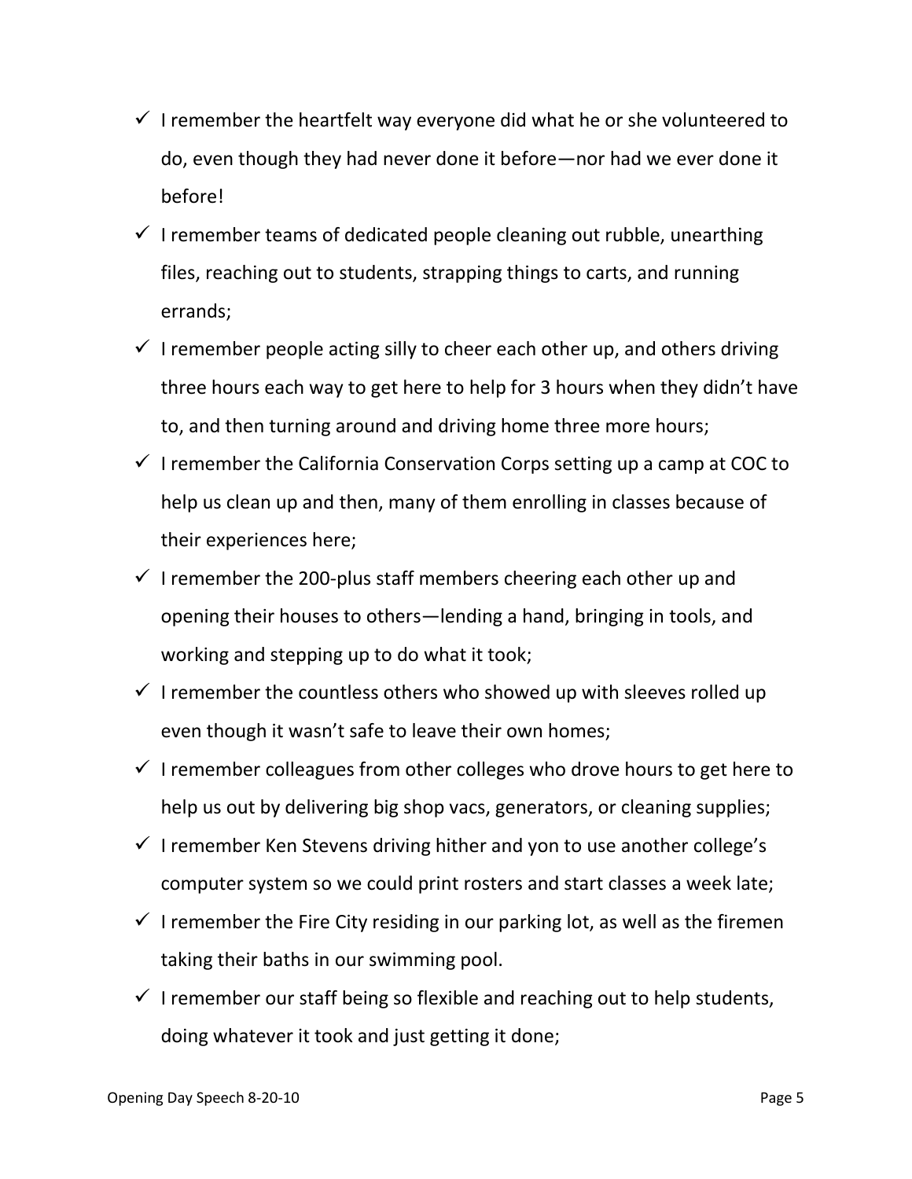- ✓ I remember the heartfelt way everyone did what he or she volunteered to do, even though they had never done it before—nor had we ever done it before!
- ✓ I remember teams of dedicated people cleaning out rubble, unearthing files, reaching out to students, strapping things to carts, and running errands;
- ✓ I remember people acting silly to cheer each other up, and others driving three hours each way to get here to help for 3 hours when they didn't have to, and then turning around and driving home three more hours;
- ✓ I remember the California Conservation Corps setting up a camp at COC to help us clean up and then, many of them enrolling in classes because of their experiences here;
- ✓ I remember the 200-plus staff members cheering each other up and opening their houses to others—lending a hand, bringing in tools, and working and stepping up to do what it took;
- ✓ I remember the countless others who showed up with sleeves rolled up even though it wasn't safe to leave their own homes;
- ✓ I remember colleagues from other colleges who drove hours to get here to help us out by delivering big shop vacs, generators, or cleaning supplies;
- ✓ I remember Ken Stevens driving hither and yon to use another college's computer system so we could print rosters and start classes a week late;
- ✓ I remember the Fire City residing in our parking lot, as well as the firemen taking their baths in our swimming pool.
- ✓ I remember our staff being so flexible and reaching out to help students, doing whatever it took and just getting it done;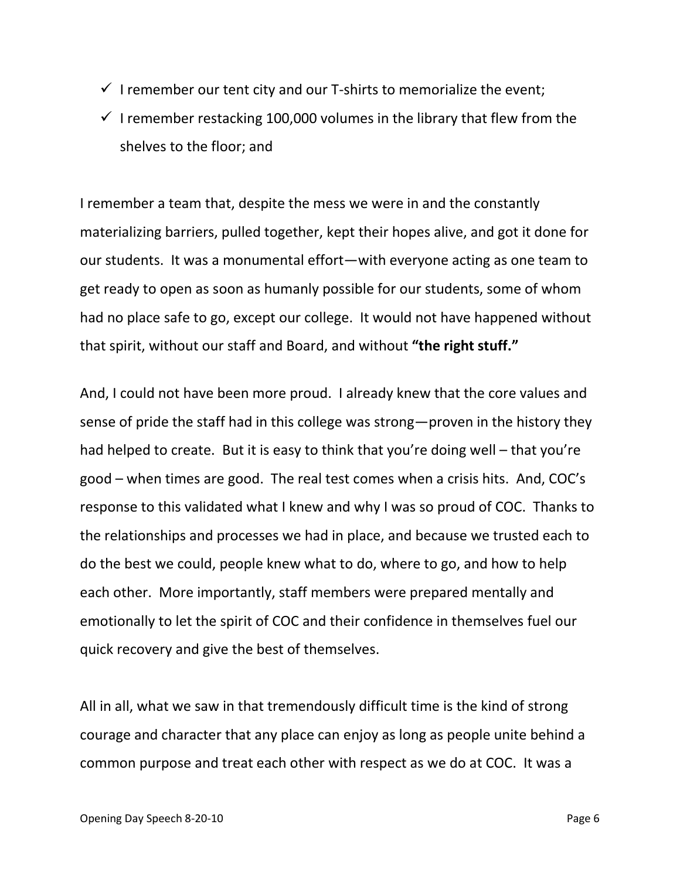- ✓ I remember our tent city and our T-shirts to memorialize the event;
- ✓ I remember restacking 100,000 volumes in the library that flew from the shelves to the floor; and

I remember a team that, despite the mess we were in and the constantly materializing barriers, pulled together, kept their hopes alive, and got it done for our students. It was a monumental effort—with everyone acting as one team to get ready to open as soon as humanly possible for our students, some of whom had no place safe to go, except our college. It would not have happened without that spirit, without our staff and Board, and without **"the right stuff."**

And, I could not have been more proud. I already knew that the core values and sense of pride the staff had in this college was strong—proven in the history they had helped to create. But it is easy to think that you're doing well – that you're good – when times are good. The real test comes when a crisis hits. And, COC's response to this validated what I knew and why I was so proud of COC. Thanks to the relationships and processes we had in place, and because we trusted each to do the best we could, people knew what to do, where to go, and how to help each other. More importantly, staff members were prepared mentally and emotionally to let the spirit of COC and their confidence in themselves fuel our quick recovery and give the best of themselves.

All in all, what we saw in that tremendously difficult time is the kind of strong courage and character that any place can enjoy as long as people unite behind a common purpose and treat each other with respect as we do at COC. It was a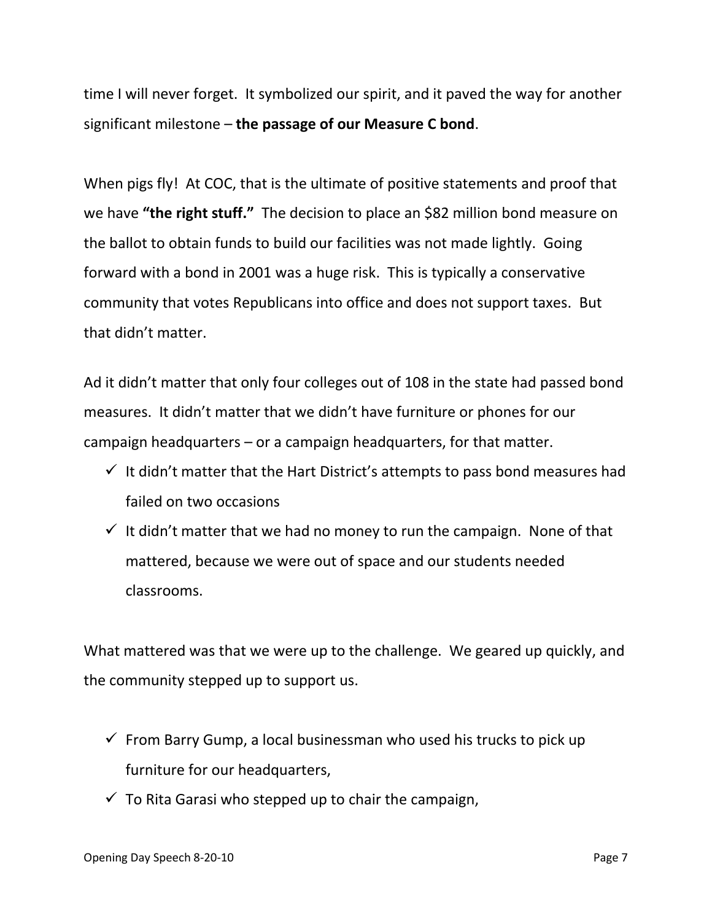time I will never forget. It symbolized our spirit, and it paved the way for another significant milestone – **the passage of our Measure C bond**.

When pigs fly! At COC, that is the ultimate of positive statements and proof that we have **"the right stuff."** The decision to place an $82 million bond measure on the ballot to obtain funds to build our facilities was not made lightly. Going forward with a bond in 2001 was a huge risk. This is typically a conservative community that votes Republicans into office and does not support taxes. But that didn't matter.

Ad it didn't matter that only four colleges out of 108 in the state had passed bond measures. It didn't matter that we didn't have furniture or phones for our campaign headquarters – or a campaign headquarters, for that matter.

- ✓ It didn't matter that the Hart District's attempts to pass bond measures had failed on two occasions
- ✓ It didn't matter that we had no money to run the campaign. None of that mattered, because we were out of space and our students needed classrooms.

What mattered was that we were up to the challenge. We geared up quickly, and the community stepped up to support us.

- ✓ From Barry Gump, a local businessman who used his trucks to pick up furniture for our headquarters,
- ✓ To Rita Garasi who stepped up to chair the campaign,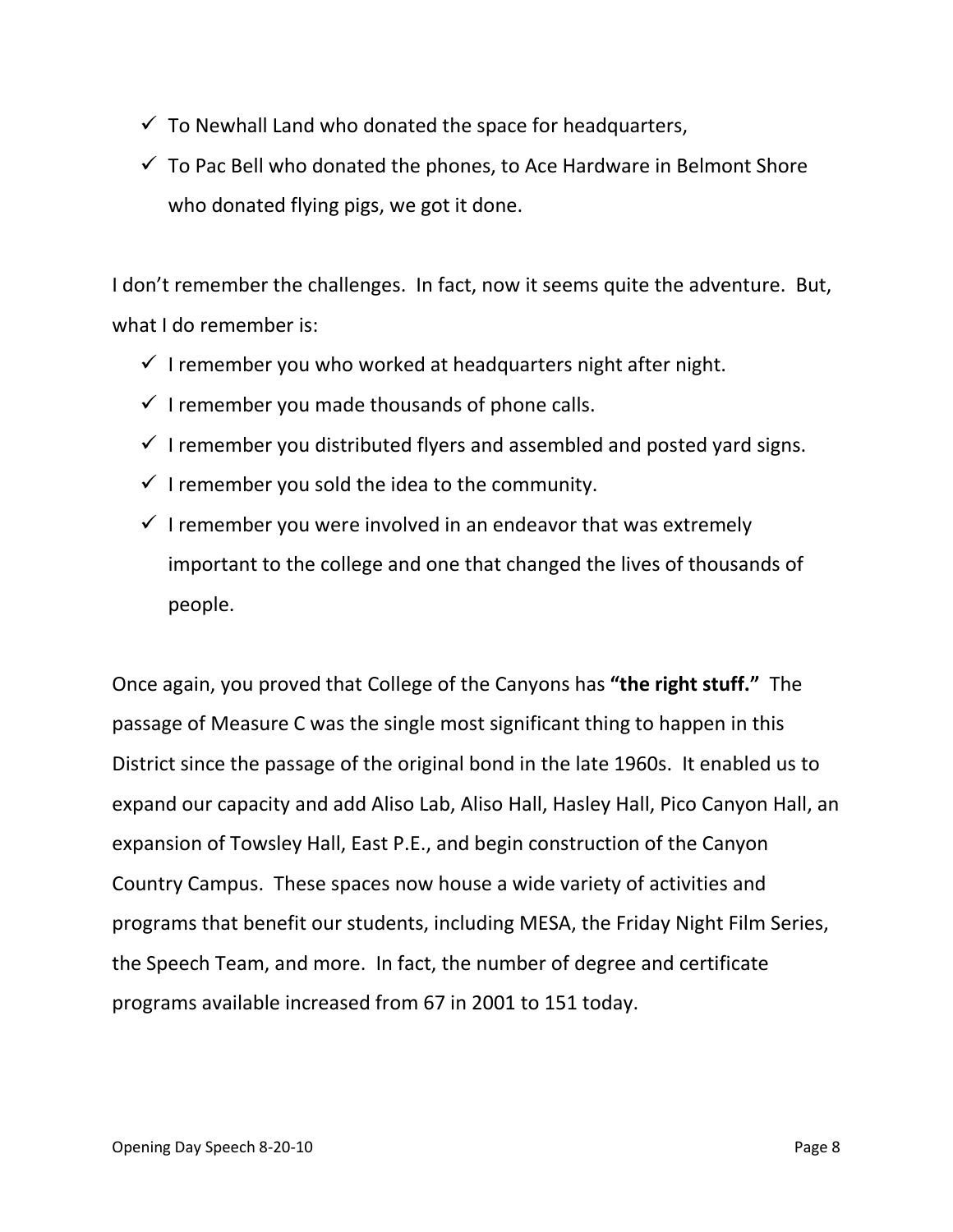- ✓ To Newhall Land who donated the space for headquarters,
- ✓ To Pac Bell who donated the phones, to Ace Hardware in Belmont Shore who donated flying pigs, we got it done.

I don't remember the challenges. In fact, now it seems quite the adventure. But, what I do remember is:

- ✓ I remember you who worked at headquarters night after night.
- ✓ I remember you made thousands of phone calls.
- ✓ I remember you distributed flyers and assembled and posted yard signs.
- ✓ I remember you sold the idea to the community.
- ✓ I remember you were involved in an endeavor that was extremely important to the college and one that changed the lives of thousands of people.

Once again, you proved that College of the Canyons has **"the right stuff."** The passage of Measure C was the single most significant thing to happen in this District since the passage of the original bond in the late 1960s. It enabled us to expand our capacity and add Aliso Lab, Aliso Hall, Hasley Hall, Pico Canyon Hall, an expansion of Towsley Hall, East P.E., and begin construction of the Canyon Country Campus. These spaces now house a wide variety of activities and programs that benefit our students, including MESA, the Friday Night Film Series, the Speech Team, and more. In fact, the number of degree and certificate programs available increased from 67 in 2001 to 151 today.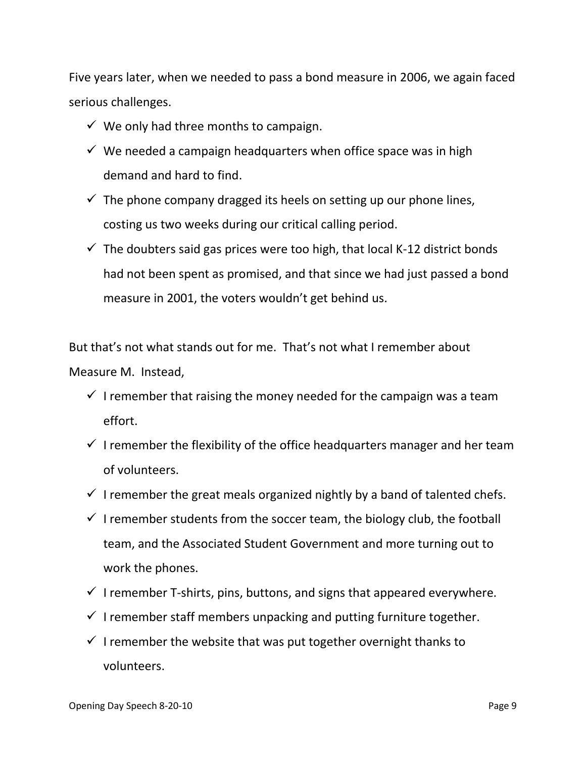Five years later, when we needed to pass a bond measure in 2006, we again faced serious challenges.

- ✓ We only had three months to campaign.
- ✓ We needed a campaign headquarters when office space was in high demand and hard to find.
- ✓ The phone company dragged its heels on setting up our phone lines, costing us two weeks during our critical calling period.
- ✓ The doubters said gas prices were too high, that local K-12 district bonds had not been spent as promised, and that since we had just passed a bond measure in 2001, the voters wouldn't get behind us.

But that's not what stands out for me. That's not what I remember about Measure M. Instead,

- ✓ I remember that raising the money needed for the campaign was a team effort.
- ✓ I remember the flexibility of the office headquarters manager and her team of volunteers.
- ✓ I remember the great meals organized nightly by a band of talented chefs.
- ✓ I remember students from the soccer team, the biology club, the football team, and the Associated Student Government and more turning out to work the phones.
- ✓ I remember T-shirts, pins, buttons, and signs that appeared everywhere.
- ✓ I remember staff members unpacking and putting furniture together.
- ✓ I remember the website that was put together overnight thanks to volunteers.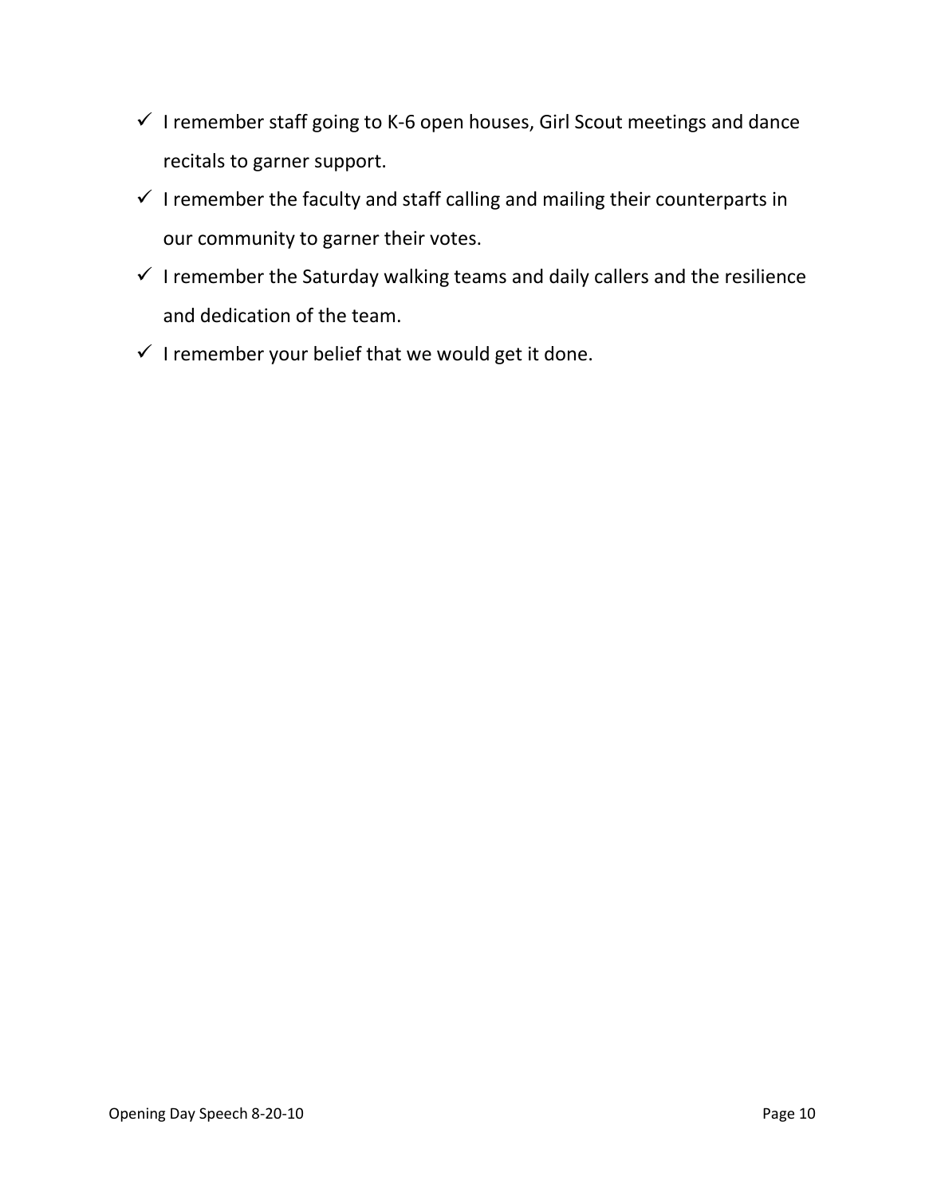- ✓ I remember staff going to K-6 open houses, Girl Scout meetings and dance recitals to garner support.
- ✓ I remember the faculty and staff calling and mailing their counterparts in our community to garner their votes.
- ✓ I remember the Saturday walking teams and daily callers and the resilience and dedication of the team.
- ✓ I remember your belief that we would get it done.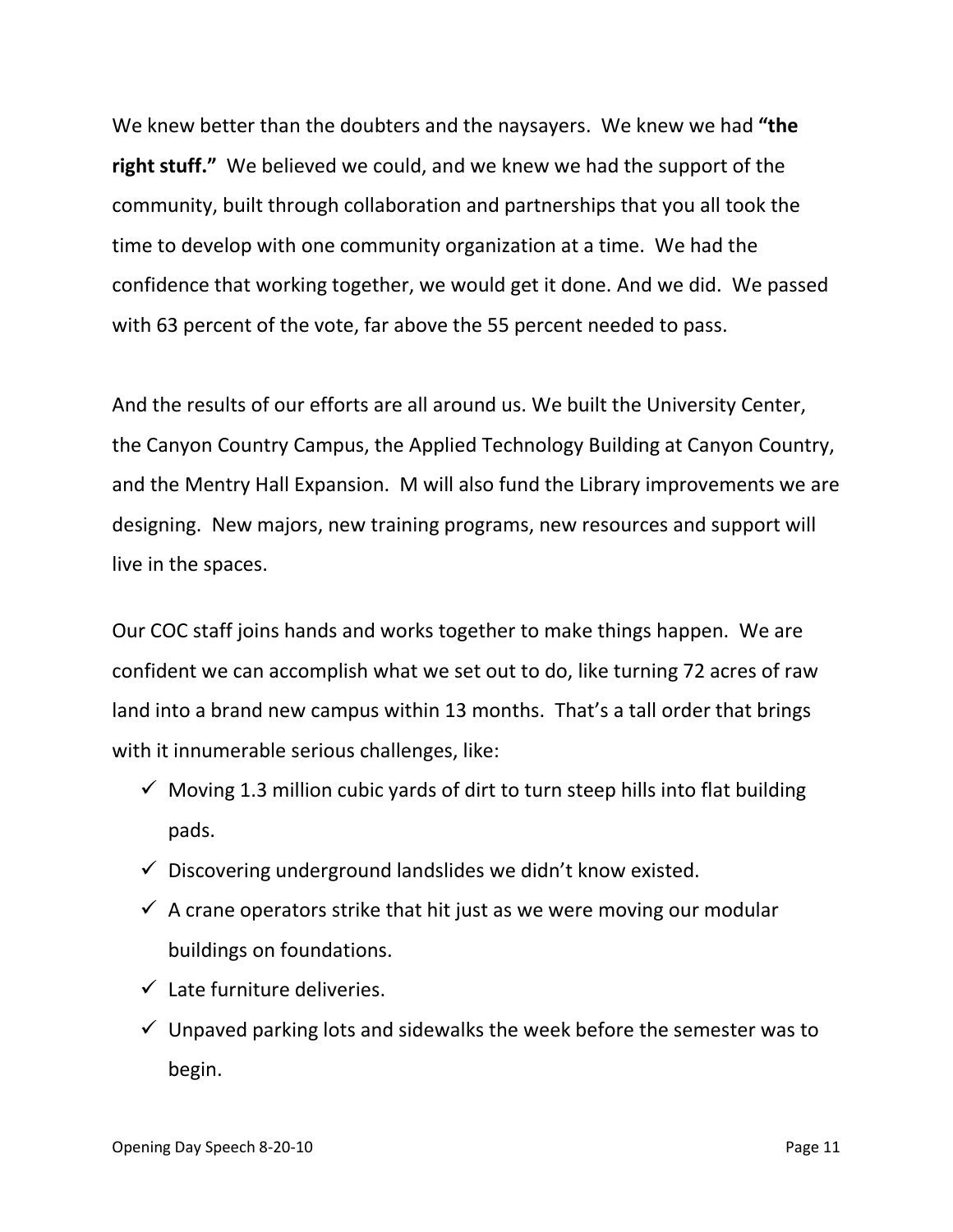We knew better than the doubters and the naysayers. We knew we had **"the right stuff."** We believed we could, and we knew we had the support of the community, built through collaboration and partnerships that you all took the time to develop with one community organization at a time. We had the confidence that working together, we would get it done. And we did. We passed with 63 percent of the vote, far above the 55 percent needed to pass.

And the results of our efforts are all around us. We built the University Center, the Canyon Country Campus, the Applied Technology Building at Canyon Country, and the Mentry Hall Expansion. M will also fund the Library improvements we are designing. New majors, new training programs, new resources and support will live in the spaces.

Our COC staff joins hands and works together to make things happen. We are confident we can accomplish what we set out to do, like turning 72 acres of raw land into a brand new campus within 13 months. That's a tall order that brings with it innumerable serious challenges, like:

- ✓ Moving 1.3 million cubic yards of dirt to turn steep hills into flat building pads.
- ✓ Discovering underground landslides we didn't know existed.
- ✓ A crane operators strike that hit just as we were moving our modular buildings on foundations.
- ✓ Late furniture deliveries.
- ✓ Unpaved parking lots and sidewalks the week before the semester was to begin.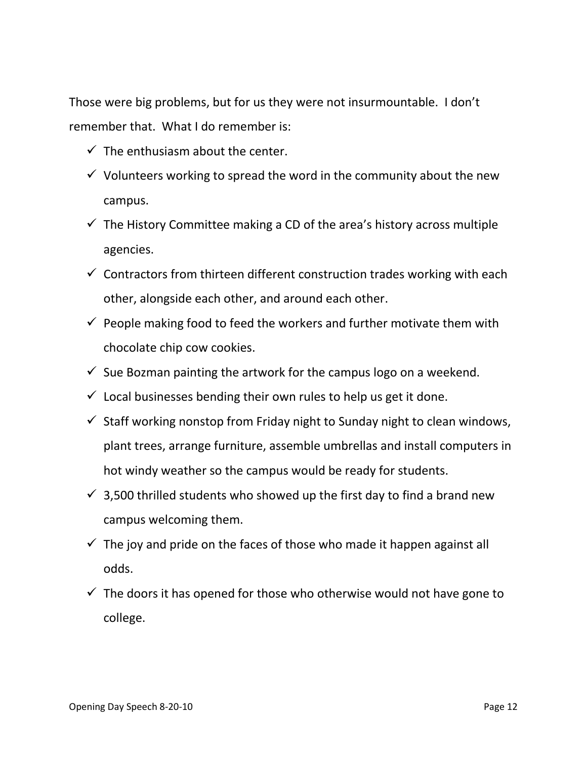Those were big problems, but for us they were not insurmountable. I don't remember that. What I do remember is:

- ✓ The enthusiasm about the center.
- ✓ Volunteers working to spread the word in the community about the new campus.
- ✓ The History Committee making a CD of the area's history across multiple agencies.
- ✓ Contractors from thirteen different construction trades working with each other, alongside each other, and around each other.
- ✓ People making food to feed the workers and further motivate them with chocolate chip cow cookies.
- ✓ Sue Bozman painting the artwork for the campus logo on a weekend.
- ✓ Local businesses bending their own rules to help us get it done.
- ✓ Staff working nonstop from Friday night to Sunday night to clean windows, plant trees, arrange furniture, assemble umbrellas and install computers in hot windy weather so the campus would be ready for students.
- ✓ 3,500 thrilled students who showed up the first day to find a brand new campus welcoming them.
- ✓ The joy and pride on the faces of those who made it happen against all odds.
- ✓ The doors it has opened for those who otherwise would not have gone to college.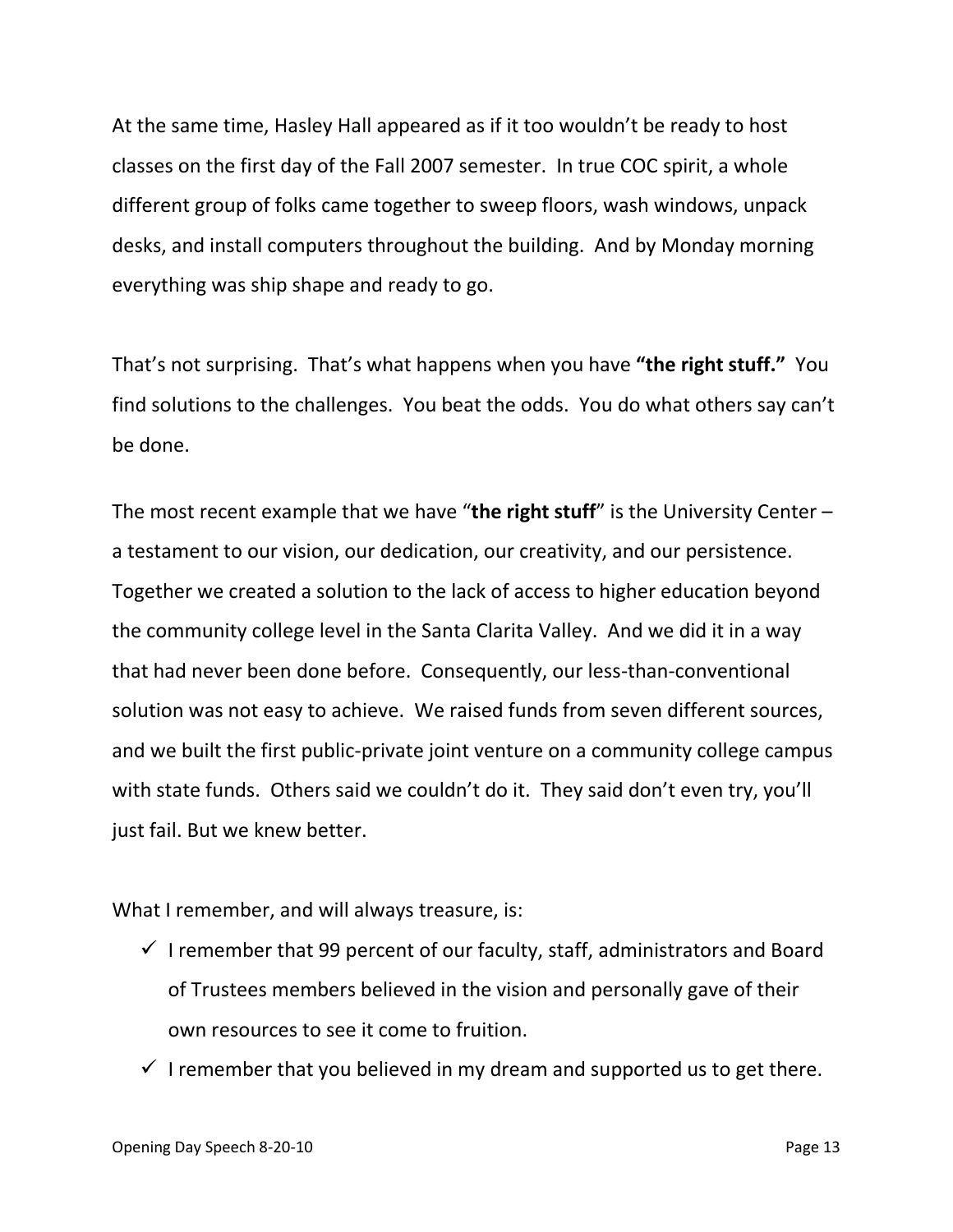At the same time, Hasley Hall appeared as if it too wouldn't be ready to host classes on the first day of the Fall 2007 semester. In true COC spirit, a whole different group of folks came together to sweep floors, wash windows, unpack desks, and install computers throughout the building. And by Monday morning everything was ship shape and ready to go.

That's not surprising. That's what happens when you have **"the right stuff."** You find solutions to the challenges. You beat the odds. You do what others say can't be done.

The most recent example that we have "**the right stuff**" is the University Center – a testament to our vision, our dedication, our creativity, and our persistence. Together we created a solution to the lack of access to higher education beyond the community college level in the Santa Clarita Valley. And we did it in a way that had never been done before. Consequently, our less-than-conventional solution was not easy to achieve. We raised funds from seven different sources, and we built the first public-private joint venture on a community college campus with state funds. Others said we couldn't do it. They said don't even try, you'll just fail. But we knew better.

What I remember, and will always treasure, is:

- ✓ I remember that 99 percent of our faculty, staff, administrators and Board of Trustees members believed in the vision and personally gave of their own resources to see it come to fruition.
- ✓ I remember that you believed in my dream and supported us to get there.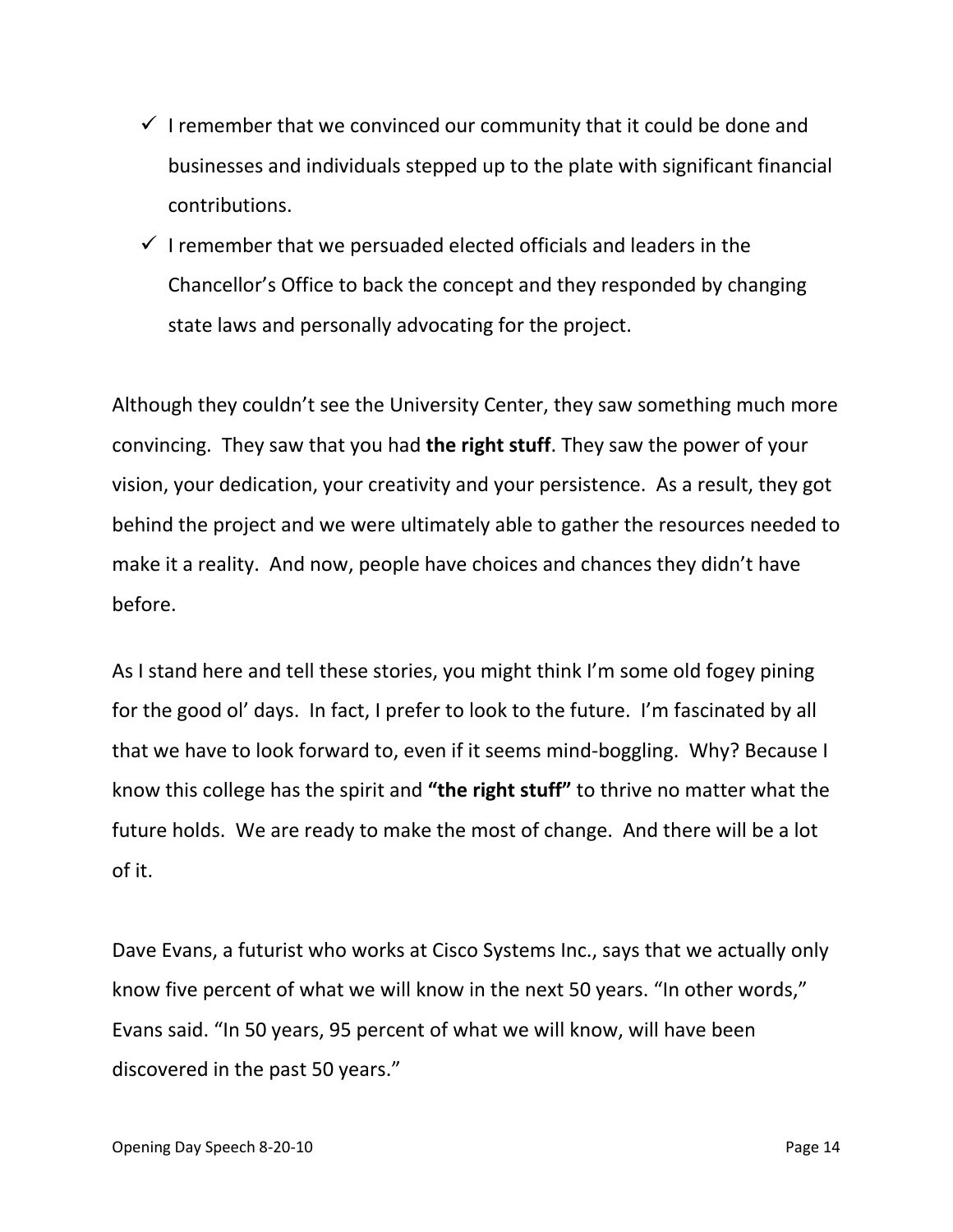- ✓ I remember that we convinced our community that it could be done and businesses and individuals stepped up to the plate with significant financial contributions.
- ✓ I remember that we persuaded elected officials and leaders in the Chancellor's Office to back the concept and they responded by changing state laws and personally advocating for the project.

Although they couldn't see the University Center, they saw something much more convincing. They saw that you had **the right stuff**. They saw the power of your vision, your dedication, your creativity and your persistence. As a result, they got behind the project and we were ultimately able to gather the resources needed to make it a reality. And now, people have choices and chances they didn't have before.

As I stand here and tell these stories, you might think I'm some old fogey pining for the good ol' days. In fact, I prefer to look to the future. I'm fascinated by all that we have to look forward to, even if it seems mind-boggling. Why? Because I know this college has the spirit and **"the right stuff"** to thrive no matter what the future holds. We are ready to make the most of change. And there will be a lot of it.

Dave Evans, a futurist who works at Cisco Systems Inc., says that we actually only know five percent of what we will know in the next 50 years. "In other words," Evans said. "In 50 years, 95 percent of what we will know, will have been discovered in the past 50 years."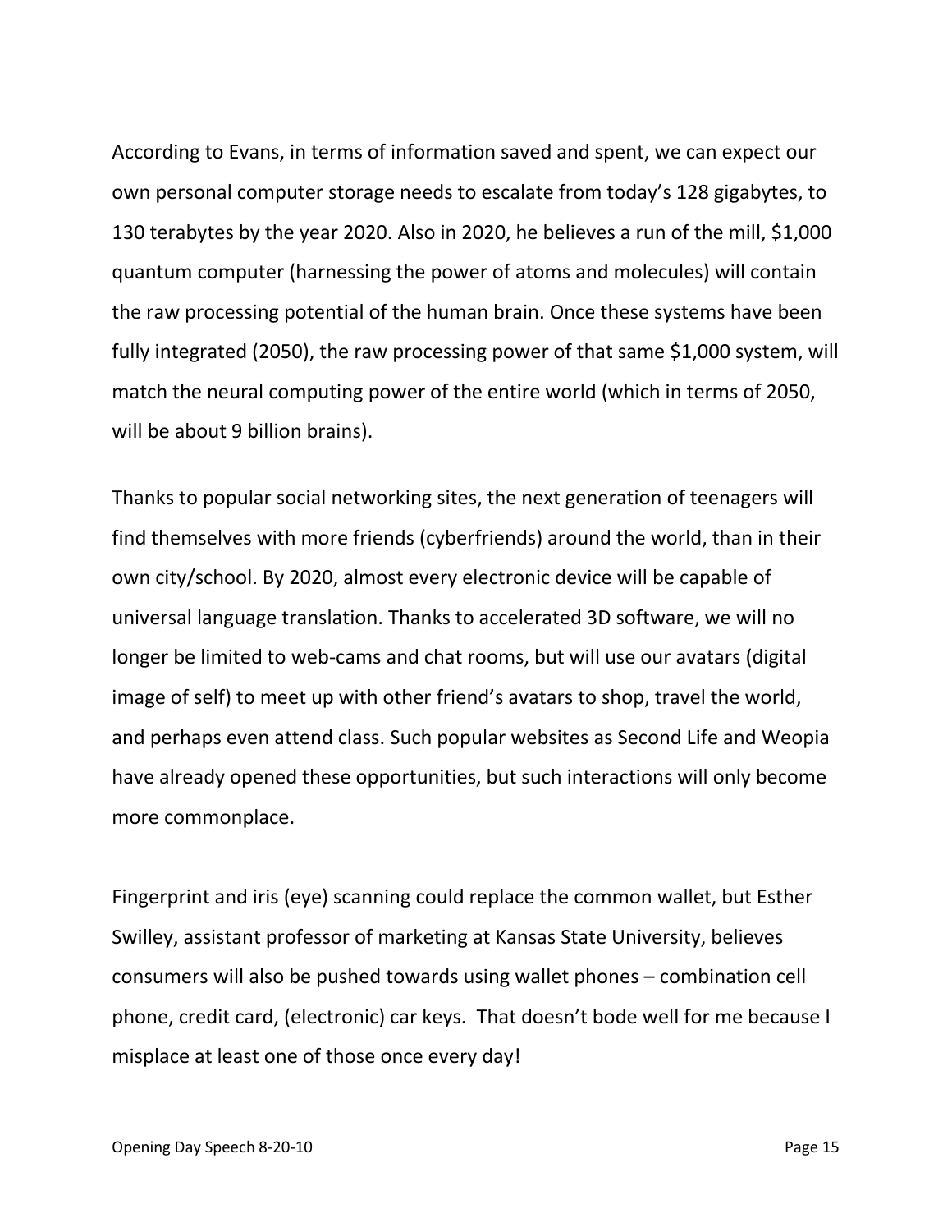According to Evans, in terms of information saved and spent, we can expect our own personal computer storage needs to escalate from today's 128 gigabytes, to 130 terabytes by the year 2020. Also in 2020, he believes a run of the mill, $1,000 quantum computer (harnessing the power of atoms and molecules) will contain the raw processing potential of the human brain. Once these systems have been fully integrated (2050), the raw processing power of that same $1,000 system, will match the neural computing power of the entire world (which in terms of 2050, will be about 9 billion brains).

Thanks to popular social networking sites, the next generation of teenagers will find themselves with more friends (cyberfriends) around the world, than in their own city/school. By 2020, almost every electronic device will be capable of universal language translation. Thanks to accelerated 3D software, we will no longer be limited to web-cams and chat rooms, but will use our avatars (digital image of self) to meet up with other friend's avatars to shop, travel the world, and perhaps even attend class. Such popular websites as Second Life and Weopia have already opened these opportunities, but such interactions will only become more commonplace.

Fingerprint and iris (eye) scanning could replace the common wallet, but Esther Swilley, assistant professor of marketing at Kansas State University, believes consumers will also be pushed towards using wallet phones – combination cell phone, credit card, (electronic) car keys. That doesn't bode well for me because I misplace at least one of those once every day!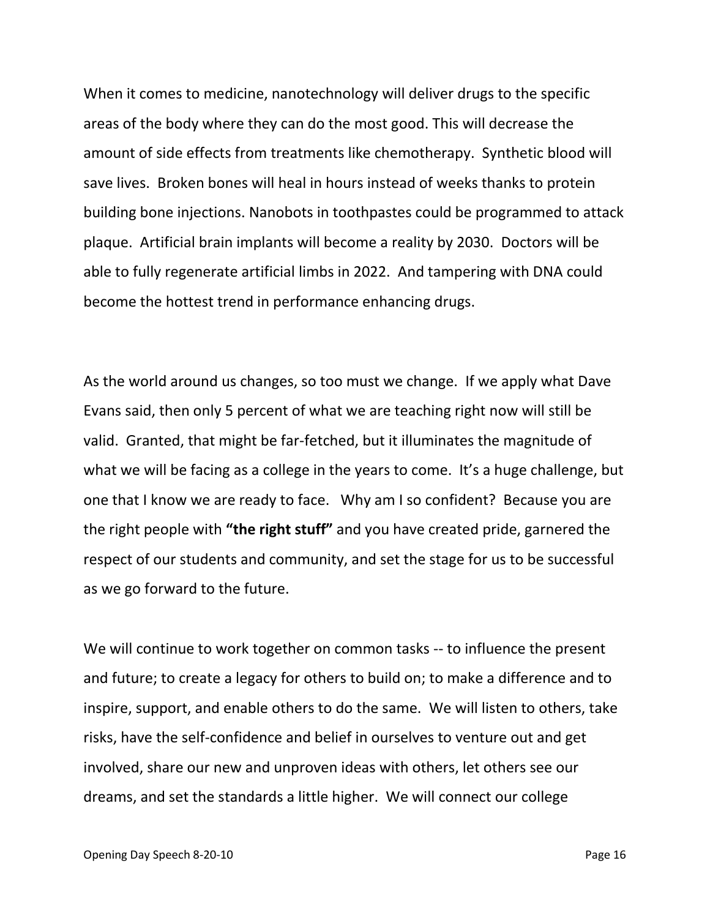When it comes to medicine, nanotechnology will deliver drugs to the specific areas of the body where they can do the most good. This will decrease the amount of side effects from treatments like chemotherapy. Synthetic blood will save lives. Broken bones will heal in hours instead of weeks thanks to protein building bone injections. Nanobots in toothpastes could be programmed to attack plaque. Artificial brain implants will become a reality by 2030. Doctors will be able to fully regenerate artificial limbs in 2022. And tampering with DNA could become the hottest trend in performance enhancing drugs.

As the world around us changes, so too must we change. If we apply what Dave Evans said, then only 5 percent of what we are teaching right now will still be valid. Granted, that might be far-fetched, but it illuminates the magnitude of what we will be facing as a college in the years to come. It's a huge challenge, but one that I know we are ready to face. Why am I so confident? Because you are the right people with **"the right stuff"** and you have created pride, garnered the respect of our students and community, and set the stage for us to be successful as we go forward to the future.

We will continue to work together on common tasks -- to influence the present and future; to create a legacy for others to build on; to make a difference and to inspire, support, and enable others to do the same. We will listen to others, take risks, have the self-confidence and belief in ourselves to venture out and get involved, share our new and unproven ideas with others, let others see our dreams, and set the standards a little higher. We will connect our college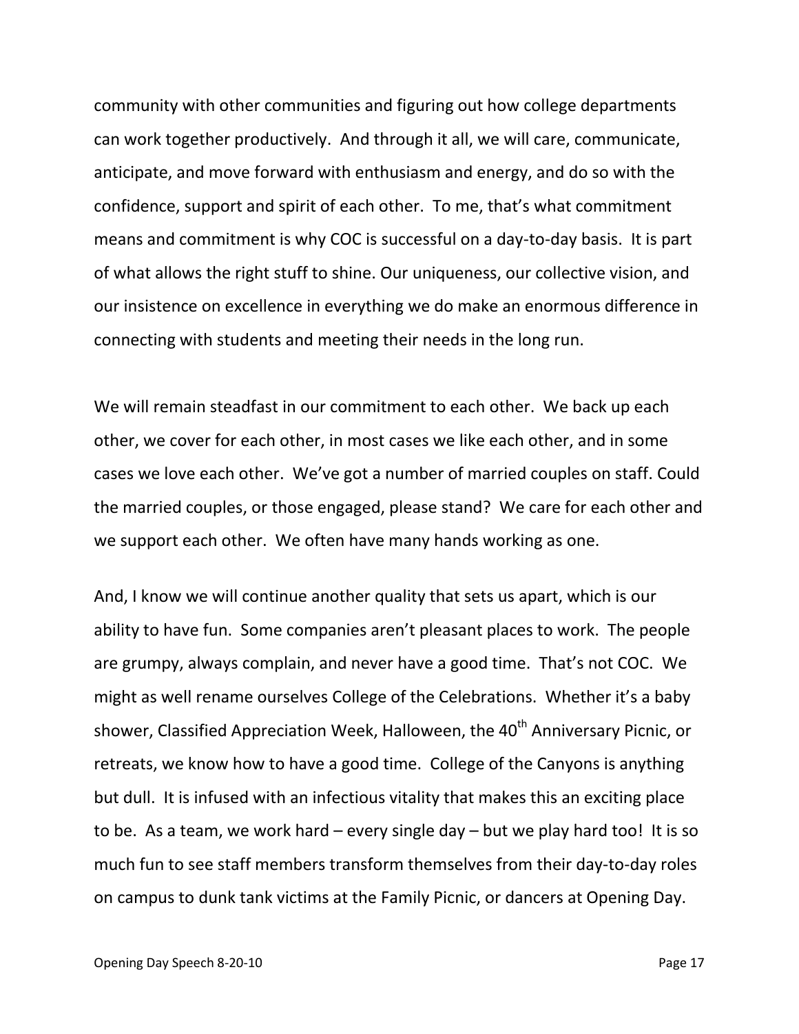community with other communities and figuring out how college departments can work together productively. And through it all, we will care, communicate, anticipate, and move forward with enthusiasm and energy, and do so with the confidence, support and spirit of each other. To me, that's what commitment means and commitment is why COC is successful on a day-to-day basis. It is part of what allows the right stuff to shine. Our uniqueness, our collective vision, and our insistence on excellence in everything we do make an enormous difference in connecting with students and meeting their needs in the long run.

We will remain steadfast in our commitment to each other. We back up each other, we cover for each other, in most cases we like each other, and in some cases we love each other. We've got a number of married couples on staff. Could the married couples, or those engaged, please stand? We care for each other and we support each other. We often have many hands working as one.

And, I know we will continue another quality that sets us apart, which is our ability to have fun. Some companies aren't pleasant places to work. The people are grumpy, always complain, and never have a good time. That's not COC. We might as well rename ourselves College of the Celebrations. Whether it's a baby shower, Classified Appreciation Week, Halloween, the 40th Anniversary Picnic, or retreats, we know how to have a good time. College of the Canyons is anything but dull. It is infused with an infectious vitality that makes this an exciting place to be. As a team, we work hard – every single day – but we play hard too! It is so much fun to see staff members transform themselves from their day-to-day roles on campus to dunk tank victims at the Family Picnic, or dancers at Opening Day.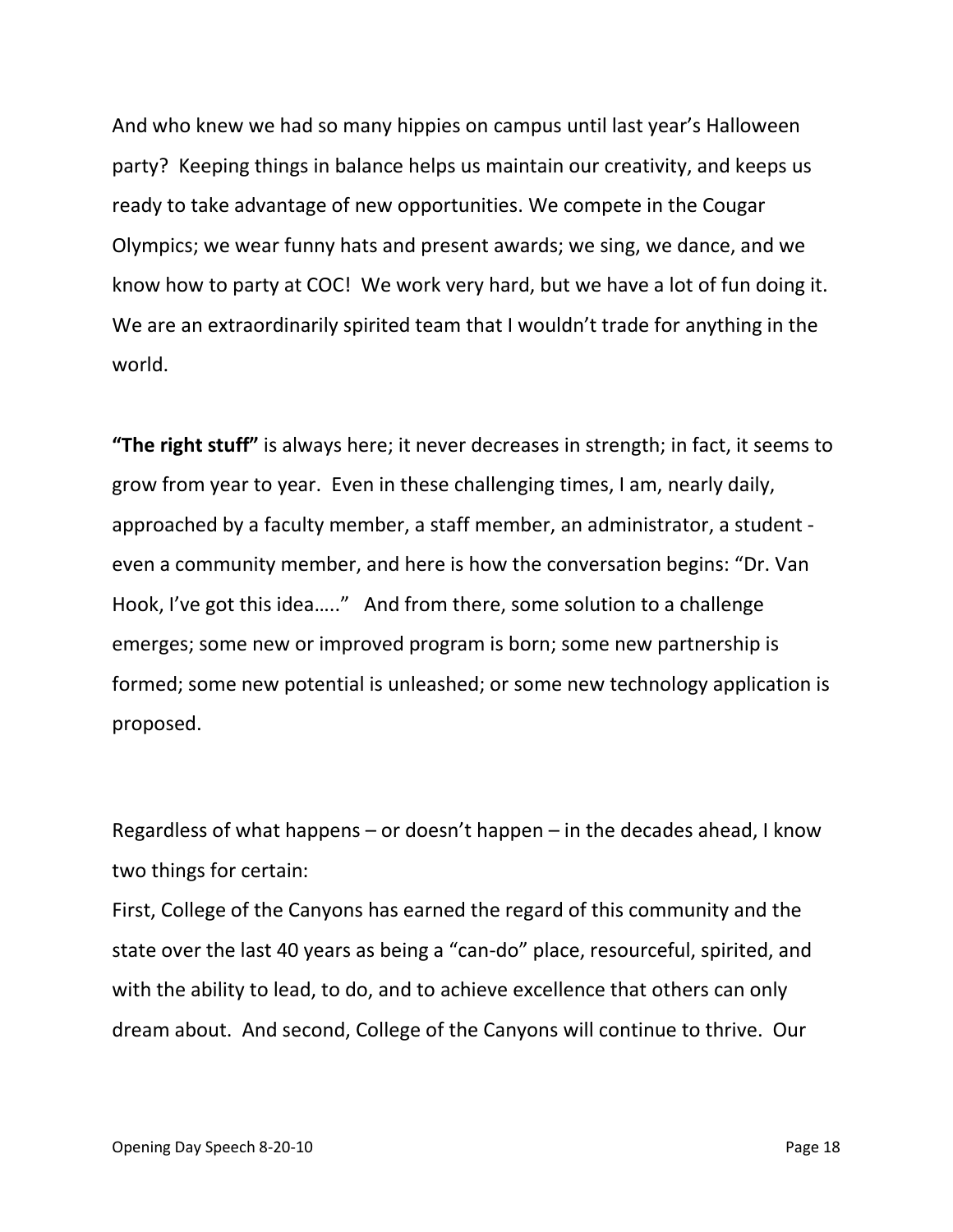And who knew we had so many hippies on campus until last year's Halloween party? Keeping things in balance helps us maintain our creativity, and keeps us ready to take advantage of new opportunities. We compete in the Cougar Olympics; we wear funny hats and present awards; we sing, we dance, and we know how to party at COC! We work very hard, but we have a lot of fun doing it. We are an extraordinarily spirited team that I wouldn't trade for anything in the world.

**"The right stuff"** is always here; it never decreases in strength; in fact, it seems to grow from year to year. Even in these challenging times, I am, nearly daily, approached by a faculty member, a staff member, an administrator, a student - even a community member, and here is how the conversation begins: "Dr. Van Hook, I've got this idea….." And from there, some solution to a challenge emerges; some new or improved program is born; some new partnership is formed; some new potential is unleashed; or some new technology application is proposed.

Regardless of what happens – or doesn't happen – in the decades ahead, I know two things for certain:

First, College of the Canyons has earned the regard of this community and the state over the last 40 years as being a "can-do" place, resourceful, spirited, and with the ability to lead, to do, and to achieve excellence that others can only dream about. And second, College of the Canyons will continue to thrive. Our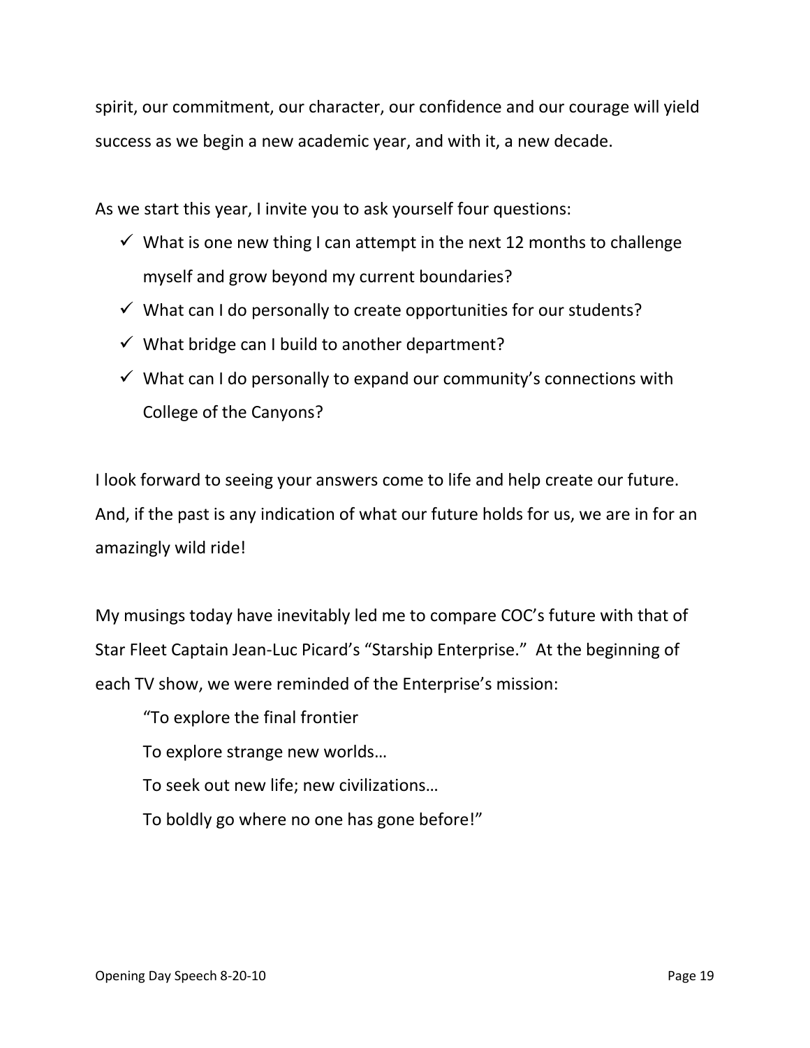spirit, our commitment, our character, our confidence and our courage will yield success as we begin a new academic year, and with it, a new decade.

As we start this year, I invite you to ask yourself four questions:

- ✓ What is one new thing I can attempt in the next 12 months to challenge myself and grow beyond my current boundaries?
- ✓ What can I do personally to create opportunities for our students?
- ✓ What bridge can I build to another department?
- ✓ What can I do personally to expand our community's connections with College of the Canyons?

I look forward to seeing your answers come to life and help create our future. And, if the past is any indication of what our future holds for us, we are in for an amazingly wild ride!

My musings today have inevitably led me to compare COC's future with that of Star Fleet Captain Jean-Luc Picard's "Starship Enterprise." At the beginning of each TV show, we were reminded of the Enterprise's mission:

> "To explore the final frontier
> To explore strange new worlds…
> To seek out new life; new civilizations…
> To boldly go where no one has gone before!"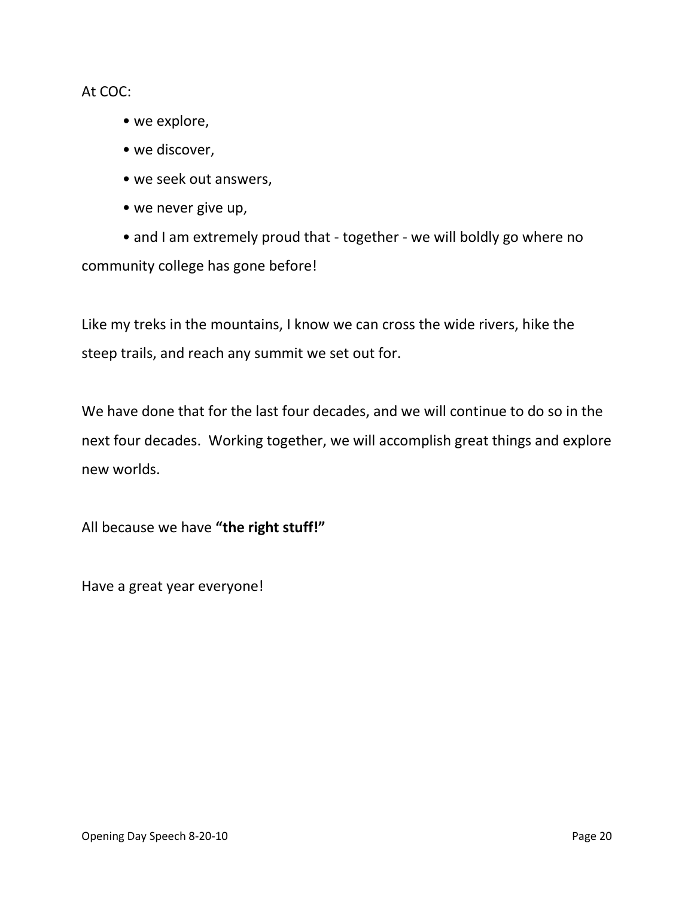At COC:

- we explore,
- we discover,
- we seek out answers,
- we never give up,
- and I am extremely proud that - together - we will boldly go where no community college has gone before!

Like my treks in the mountains, I know we can cross the wide rivers, hike the steep trails, and reach any summit we set out for.

We have done that for the last four decades, and we will continue to do so in the next four decades.  Working together, we will accomplish great things and explore new worlds.

All because we have **"the right stuff!"**

Have a great year everyone!